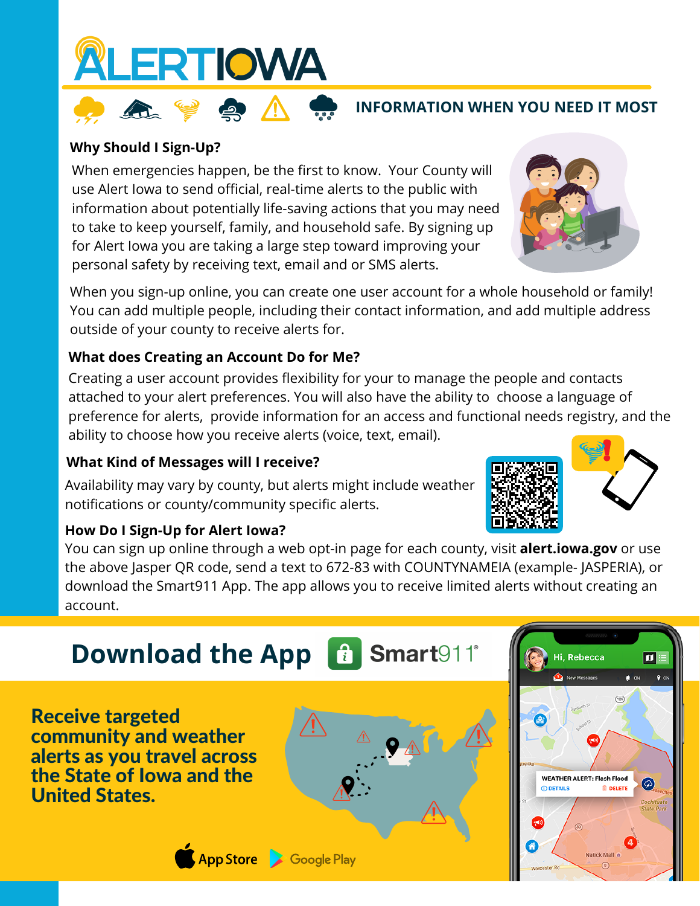# ALERTIOWA

**INFORMATION WHEN YOU NEED IT MOST**

### Why Should I Sign-Up?

When emergencies happen, be the first to know. Your County will use Alert Iowa to send official, real-time alerts to the public with information about potentially life-saving actions that you may need to take to keep yourself, family, and household safe. By signing up for Alert Iowa you are taking a large step toward improving your personal safety by receiving text, email and or SMS alerts.

When you sign-up online, you can create one user account for a whole household or family! You can add multiple people, including their contact information, and add multiple address outside of your county to receive alerts for.

### What does Creating an Account Do for Me?

Creating a user account provides flexibility for your to manage the people and contacts attached to your alert preferences. You will also have the ability to choose a language of preference for alerts, provide information for an access and functional needs registry, and the ability to choose how you receive alerts (voice, text, email).

### What Kind of Messages will I receive?

Availability may vary by county, but alerts might include weather notifications or county/community specific alerts.

### How Do I Sign-Up for Alert Iowa?

You can sign up online through a web opt-in page for each county, visit **alert.iowa.gov** or use the above Jasper QR code, send a text to 672-83 with COUNTYNAMEIA (example- JASPERIA), or download the Smart911 App. The app allows you to receive limited alerts without creating an account.

## Download the App Smart911®

**Receive targeted community and weather alerts as you travel across the State of Iowa and the United States.**

App Store Google Play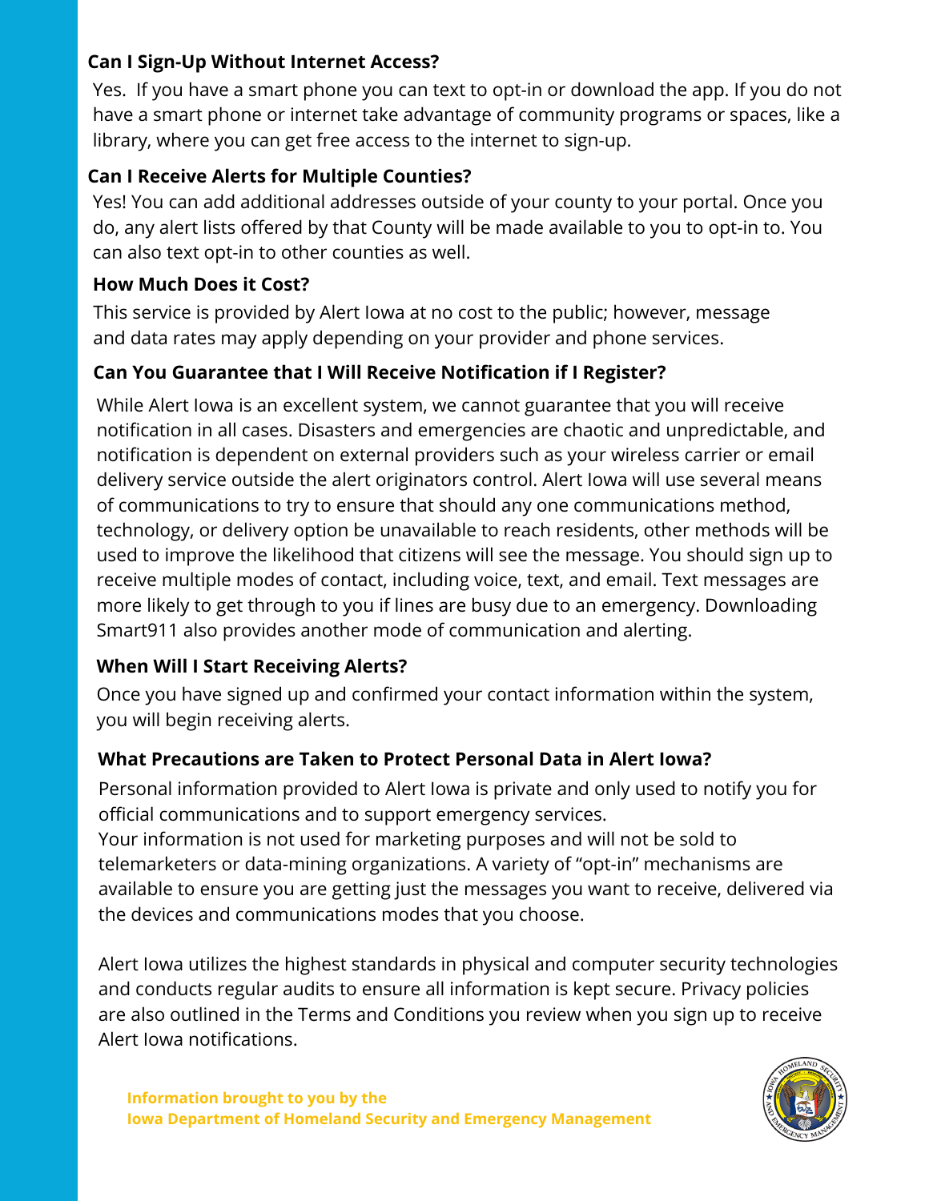### Can I Sign-Up Without Internet Access?

Yes. If you have a smart phone you can text to opt-in or download the app. If you do not have a smart phone or internet take advantage of community programs or spaces, like a library, where you can get free access to the internet to sign-up.

### Can I Receive Alerts for Multiple Counties?

Yes! You can add additional addresses outside of your county to your portal. Once you do, any alert lists offered by that County will be made available to you to opt-in to. You can also text opt-in to other counties as well.

### How Much Does it Cost?

This service is provided by Alert Iowa at no cost to the public; however, message and data rates may apply depending on your provider and phone services.

### Can You Guarantee that I Will Receive Notification if I Register?

While Alert Iowa is an excellent system, we cannot guarantee that you will receive notification in all cases. Disasters and emergencies are chaotic and unpredictable, and notification is dependent on external providers such as your wireless carrier or email delivery service outside the alert originators control. Alert Iowa will use several means of communications to try to ensure that should any one communications method, technology, or delivery option be unavailable to reach residents, other methods will be used to improve the likelihood that citizens will see the message. You should sign up to receive multiple modes of contact, including voice, text, and email. Text messages are more likely to get through to you if lines are busy due to an emergency. Downloading Smart911 also provides another mode of communication and alerting.

### When Will I Start Receiving Alerts?

Once you have signed up and confirmed your contact information within the system, you will begin receiving alerts.

### What Precautions are Taken to Protect Personal Data in Alert Iowa?

Personal information provided to Alert Iowa is private and only used to notify you for official communications and to support emergency services.
Your information is not used for marketing purposes and will not be sold to telemarketers or data-mining organizations. A variety of "opt-in" mechanisms are available to ensure you are getting just the messages you want to receive, delivered via the devices and communications modes that you choose.

Alert Iowa utilizes the highest standards in physical and computer security technologies and conducts regular audits to ensure all information is kept secure. Privacy policies are also outlined in the Terms and Conditions you review when you sign up to receive Alert Iowa notifications.

**Information brought to you by the**
**Iowa Department of Homeland Security and Emergency Management**